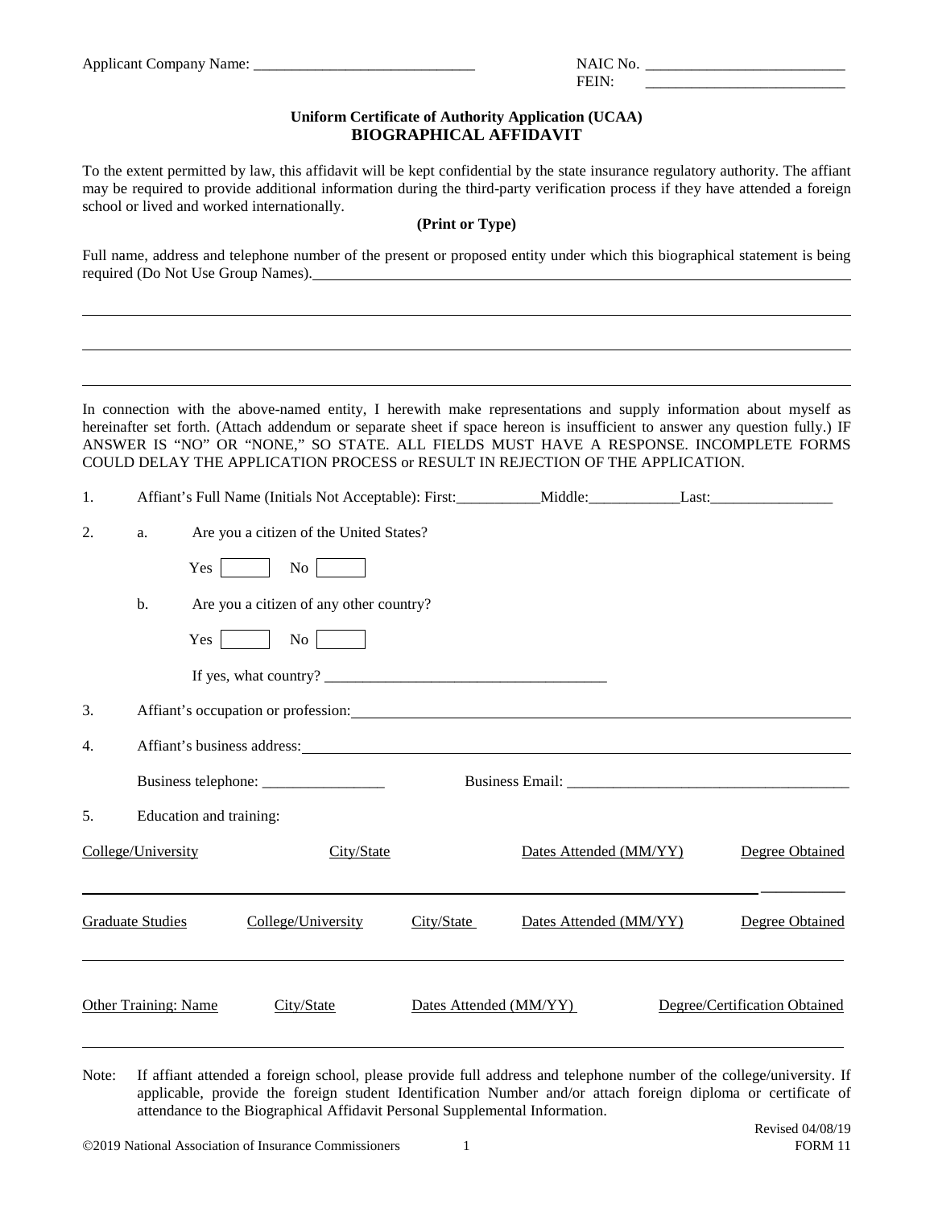Applicant Company Name: ______________________________

NAIC No. ___________________________
FEIN: ___________________________

**Uniform Certificate of Authority Application (UCAA)**

## BIOGRAPHICAL AFFIDAVIT

To the extent permitted by law, this affidavit will be kept confidential by the state insurance regulatory authority. The affiant may be required to provide additional information during the third-party verification process if they have attended a foreign school or lived and worked internationally.

**(Print or Type)**

Full name, address and telephone number of the present or proposed entity under which this biographical statement is being required (Do Not Use Group Names).

In connection with the above-named entity, I herewith make representations and supply information about myself as hereinafter set forth. (Attach addendum or separate sheet if space hereon is insufficient to answer any question fully.) IF ANSWER IS "NO" OR "NONE," SO STATE. ALL FIELDS MUST HAVE A RESPONSE. INCOMPLETE FORMS COULD DELAY THE APPLICATION PROCESS or RESULT IN REJECTION OF THE APPLICATION.

1. Affiant's Full Name (Initials Not Acceptable): First:___________Middle:____________Last:________________

2. a. Are you a citizen of the United States?

   Yes ☐ No ☐

   b. Are you a citizen of any other country?

   Yes ☐ No ☐

   If yes, what country? ____________________________________

3. Affiant's occupation or profession:

4. Affiant's business address:

   Business telephone: ________________ Business Email: ____________________________________

5. Education and training:

| College/University | City/State | Dates Attended (MM/YY) | Degree Obtained |
|---|---|---|---|
| | | | |

| Graduate Studies | College/University | City/State | Dates Attended (MM/YY) | Degree Obtained |
|---|---|---|---|---|
| | | | | |

| Other Training: Name | City/State | Dates Attended (MM/YY) | Degree/Certification Obtained |
|---|---|---|---|
| | | | |

Note: If affiant attended a foreign school, please provide full address and telephone number of the college/university. If applicable, provide the foreign student Identification Number and/or attach foreign diploma or certificate of attendance to the Biographical Affidavit Personal Supplemental Information.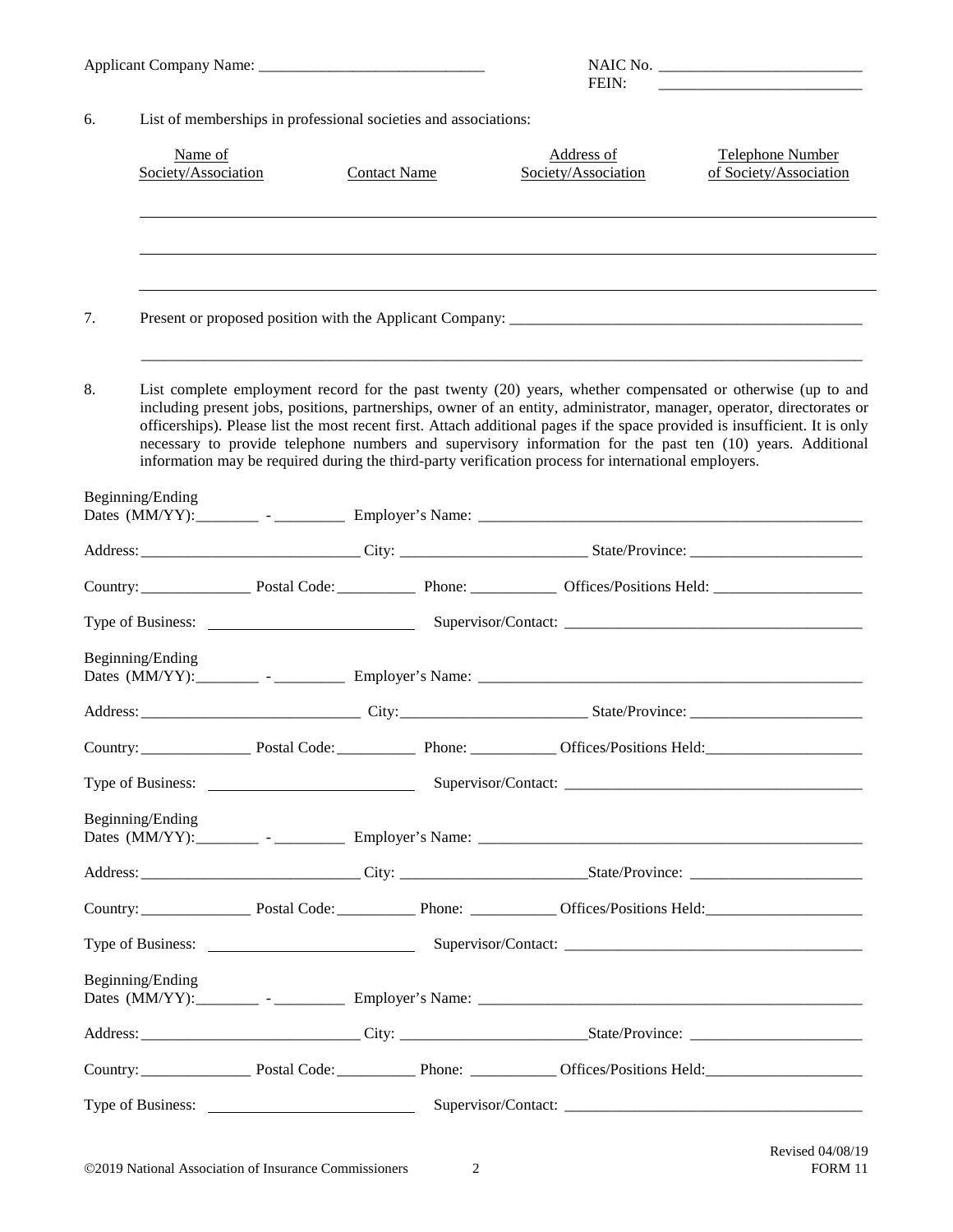Applicant Company Name: ____________________________

NAIC No. __________________________

FEIN: __________________________

6. List of memberships in professional societies and associations:

| Name of Society/Association | Contact Name | Address of Society/Association | Telephone Number of Society/Association |
|---|---|---|---|
| | | | |
| | | | |
| | | | |

7. Present or proposed position with the Applicant Company: ______________________________________________

_______________________________________________________________________________________________

8. List complete employment record for the past twenty (20) years, whether compensated or otherwise (up to and including present jobs, positions, partnerships, owner of an entity, administrator, manager, operator, directorates or officerships). Please list the most recent first. Attach additional pages if the space provided is insufficient. It is only necessary to provide telephone numbers and supervisory information for the past ten (10) years. Additional information may be required during the third-party verification process for international employers.

Beginning/Ending Dates (MM/YY):________ - _________ Employer's Name: __________________________________________________

Address:____________________________ City: ________________________ State/Province: ______________________

Country:______________ Postal Code:__________ Phone: ___________ Offices/Positions Held: ____________________

Type of Business: _________________________ Supervisor/Contact: ______________________________________

Beginning/Ending Dates (MM/YY):________ - _________ Employer's Name: __________________________________________________

Address:____________________________ City:________________________ State/Province: ______________________

Country:______________ Postal Code:__________ Phone: ___________ Offices/Positions Held:____________________

Type of Business: _________________________ Supervisor/Contact: ______________________________________

Beginning/Ending Dates (MM/YY):________ - _________ Employer's Name: __________________________________________________

Address:____________________________ City: ________________________State/Province: ______________________

Country:______________ Postal Code:__________ Phone: ___________ Offices/Positions Held:____________________

Type of Business: _________________________ Supervisor/Contact: ______________________________________

Beginning/Ending Dates (MM/YY):________ - _________ Employer's Name: __________________________________________________

Address:____________________________ City: ________________________State/Province: ______________________

Country:______________ Postal Code:__________ Phone: ___________ Offices/Positions Held:____________________

Type of Business: _________________________ Supervisor/Contact: ______________________________________

©2019 National Association of Insurance Commissioners

Revised 04/08/19
FORM 11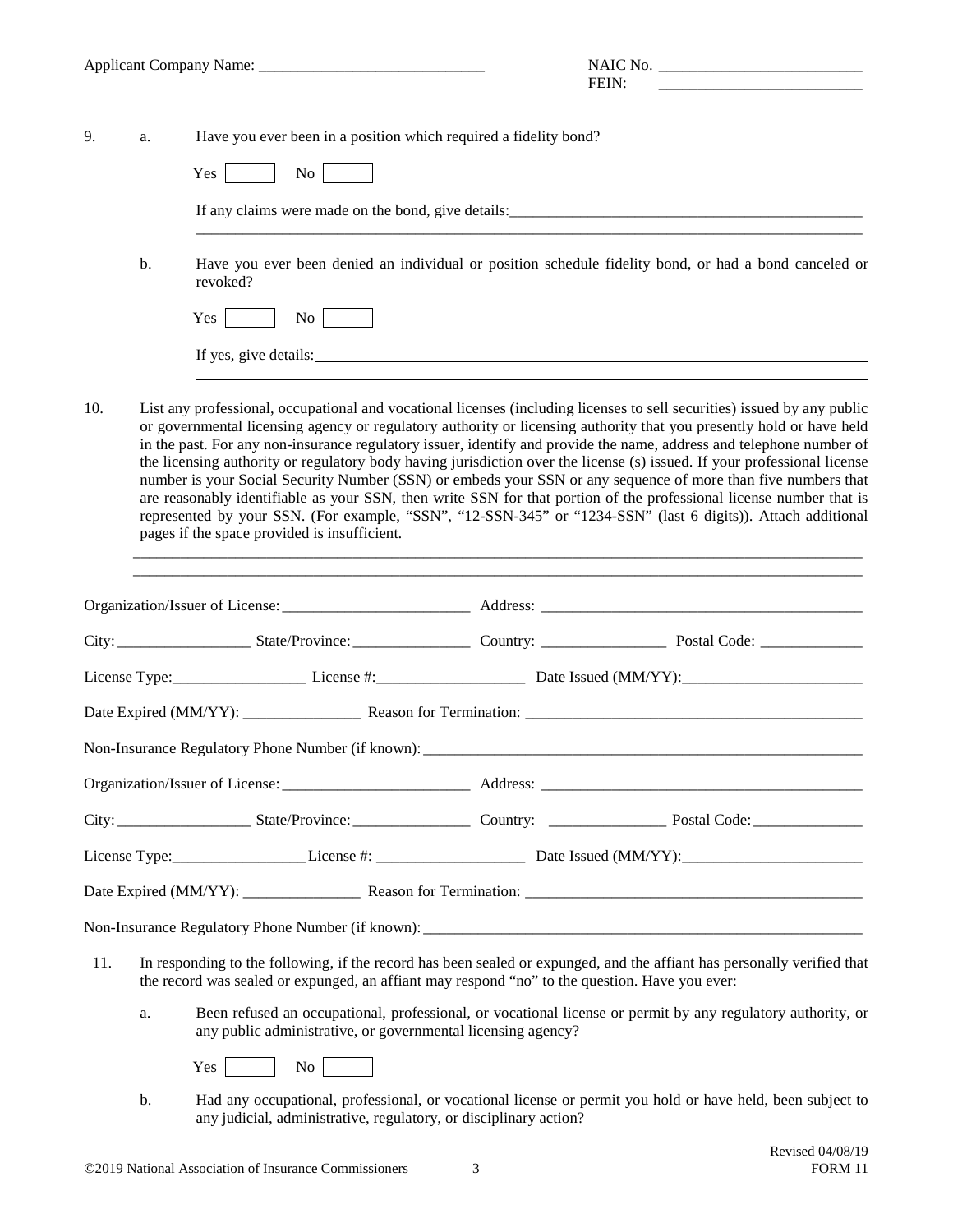Applicant Company Name: ____________________________ NAIC No. __________________________
FEIN: __________________________

9. a. Have you ever been in a position which required a fidelity bond?

Yes [ ] No [ ]

If any claims were made on the bond, give details:______________________________________________
__________________________________________________________________________________________

b. Have you ever been denied an individual or position schedule fidelity bond, or had a bond canceled or revoked?

Yes [ ] No [ ]

If yes, give details:_________________________________________________________________________
__________________________________________________________________________________________

10. List any professional, occupational and vocational licenses (including licenses to sell securities) issued by any public or governmental licensing agency or regulatory authority or licensing authority that you presently hold or have held in the past. For any non-insurance regulatory issuer, identify and provide the name, address and telephone number of the licensing authority or regulatory body having jurisdiction over the license (s) issued. If your professional license number is your Social Security Number (SSN) or embeds your SSN or any sequence of more than five numbers that are reasonably identifiable as your SSN, then write SSN for that portion of the professional license number that is represented by your SSN. (For example, "SSN", "12-SSN-345" or "1234-SSN" (last 6 digits)). Attach additional pages if the space provided is insufficient.

__________________________________________________________________________________________
__________________________________________________________________________________________

Organization/Issuer of License: ________________________ Address: ___________________________________________

City: _________________ State/Province: _______________ Country: ________________ Postal Code: _____________

License Type:_________________ License #:___________________ Date Issued (MM/YY):_______________________

Date Expired (MM/YY): _______________ Reason for Termination: ___________________________________________

Non-Insurance Regulatory Phone Number (if known): __________________________________________________________

Organization/Issuer of License: ________________________ Address: ___________________________________________

City: _________________ State/Province: _______________ Country: _______________ Postal Code:______________

License Type:_________________License #: ___________________ Date Issued (MM/YY):_______________________

Date Expired (MM/YY): _______________ Reason for Termination: ___________________________________________

Non-Insurance Regulatory Phone Number (if known): __________________________________________________________

11. In responding to the following, if the record has been sealed or expunged, and the affiant has personally verified that the record was sealed or expunged, an affiant may respond "no" to the question. Have you ever:

a. Been refused an occupational, professional, or vocational license or permit by any regulatory authority, or any public administrative, or governmental licensing agency?

Yes [ ] No [ ]

b. Had any occupational, professional, or vocational license or permit you hold or have held, been subject to any judicial, administrative, regulatory, or disciplinary action?

Revised 04/08/19

©2019 National Association of Insurance Commissioners FORM 11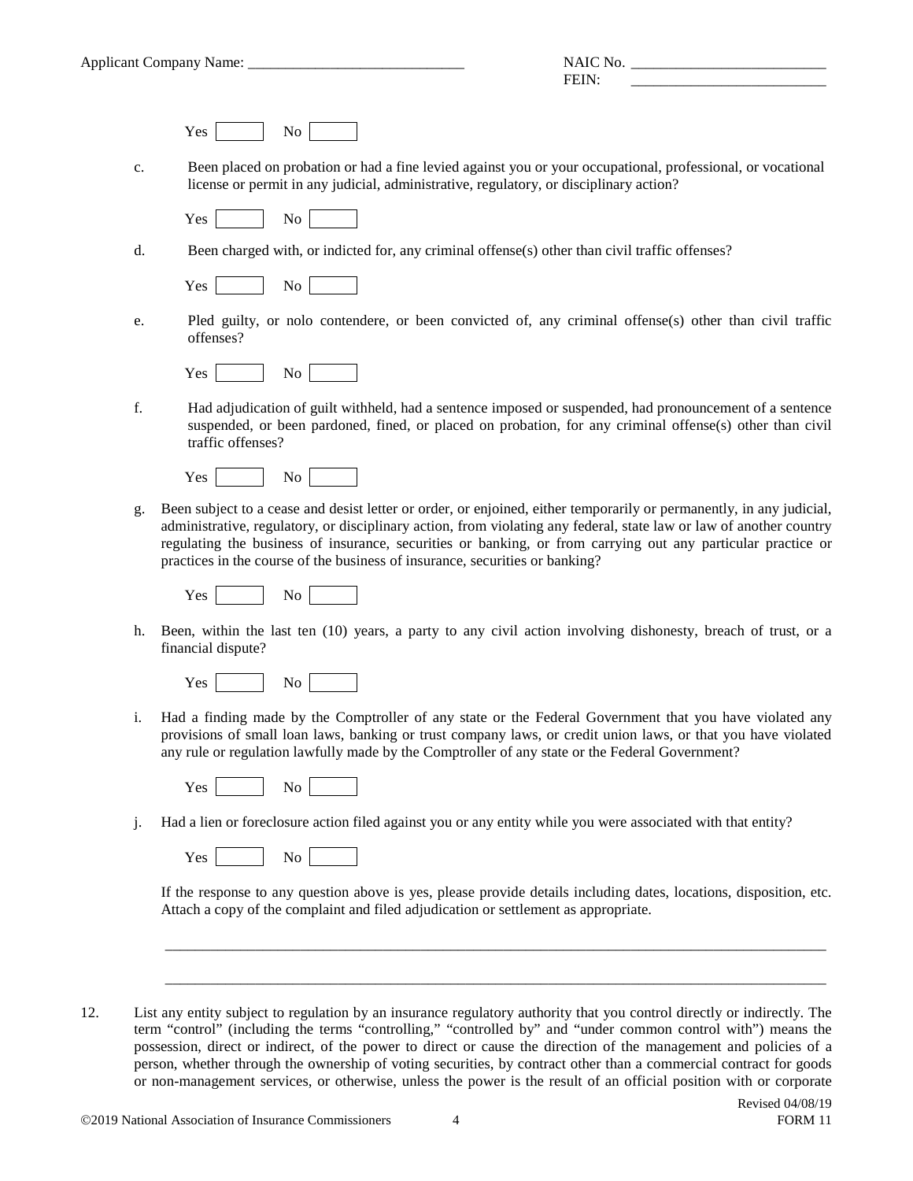Applicant Company Name: _____________________________ NAIC No. __________________________
FEIN: __________________________

Yes [ ] No [ ]

c. Been placed on probation or had a fine levied against you or your occupational, professional, or vocational license or permit in any judicial, administrative, regulatory, or disciplinary action?

Yes [ ] No [ ]

d. Been charged with, or indicted for, any criminal offense(s) other than civil traffic offenses?

Yes [ ] No [ ]

e. Pled guilty, or nolo contendere, or been convicted of, any criminal offense(s) other than civil traffic offenses?

Yes [ ] No [ ]

f. Had adjudication of guilt withheld, had a sentence imposed or suspended, had pronouncement of a sentence suspended, or been pardoned, fined, or placed on probation, for any criminal offense(s) other than civil traffic offenses?

Yes [ ] No [ ]

g. Been subject to a cease and desist letter or order, or enjoined, either temporarily or permanently, in any judicial, administrative, regulatory, or disciplinary action, from violating any federal, state law or law of another country regulating the business of insurance, securities or banking, or from carrying out any particular practice or practices in the course of the business of insurance, securities or banking?

Yes [ ] No [ ]

h. Been, within the last ten (10) years, a party to any civil action involving dishonesty, breach of trust, or a financial dispute?

Yes [ ] No [ ]

i. Had a finding made by the Comptroller of any state or the Federal Government that you have violated any provisions of small loan laws, banking or trust company laws, or credit union laws, or that you have violated any rule or regulation lawfully made by the Comptroller of any state or the Federal Government?

Yes [ ] No [ ]

j. Had a lien or foreclosure action filed against you or any entity while you were associated with that entity?

Yes [ ] No [ ]

If the response to any question above is yes, please provide details including dates, locations, disposition, etc. Attach a copy of the complaint and filed adjudication or settlement as appropriate.

_____________________________________________________________________________________

_____________________________________________________________________________________

12. List any entity subject to regulation by an insurance regulatory authority that you control directly or indirectly. The term "control" (including the terms "controlling," "controlled by" and "under common control with") means the possession, direct or indirect, of the power to direct or cause the direction of the management and policies of a person, whether through the ownership of voting securities, by contract other than a commercial contract for goods or non-management services, or otherwise, unless the power is the result of an official position with or corporate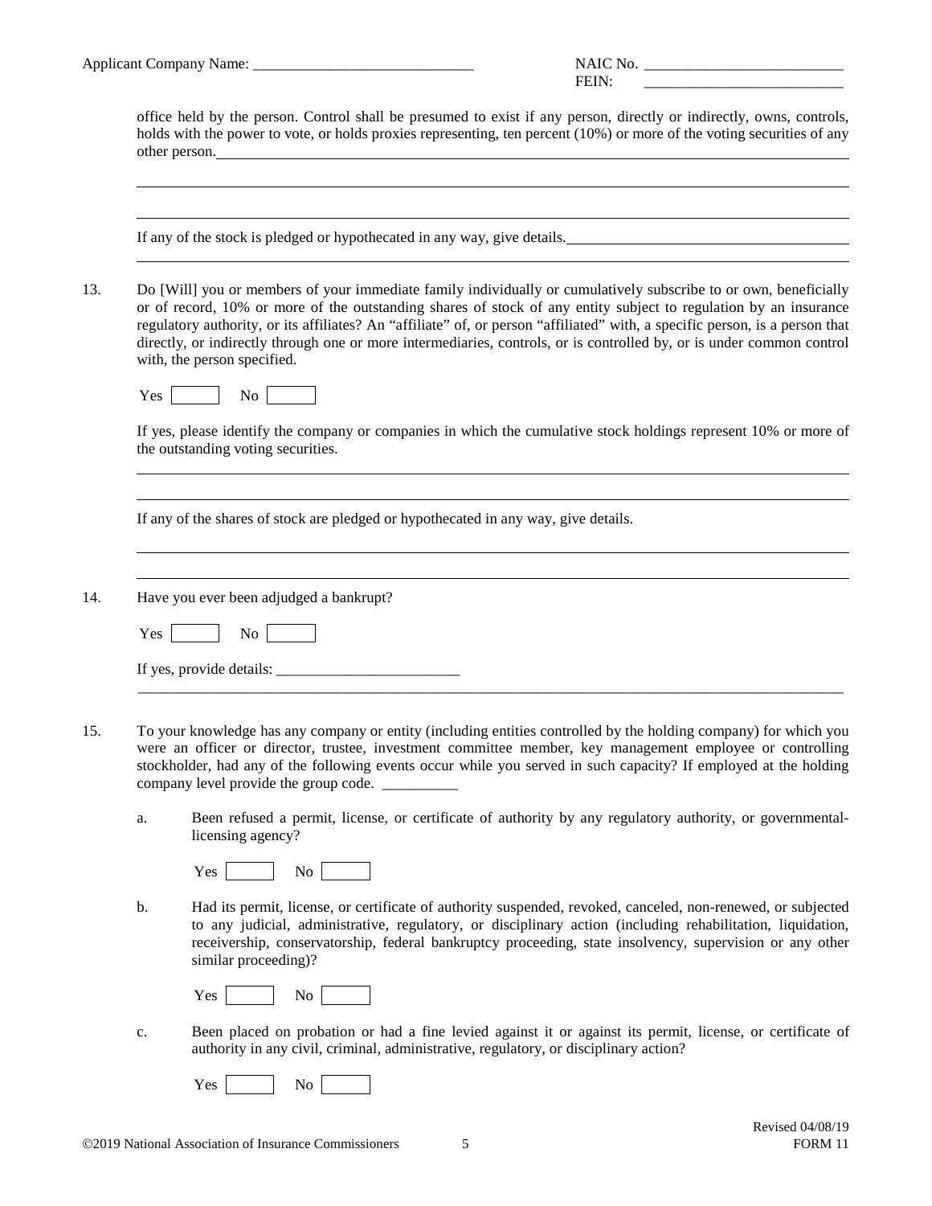Applicant Company Name: ______________________________ NAIC No. ___________________________
FEIN: ___________________________

office held by the person. Control shall be presumed to exist if any person, directly or indirectly, owns, controls, holds with the power to vote, or holds proxies representing, ten percent (10%) or more of the voting securities of any other person.______________________________________________________________________________

______________________________________________________________________________

______________________________________________________________________________

If any of the stock is pledged or hypothecated in any way, give details.______________________________________

______________________________________________________________________________

13. Do [Will] you or members of your immediate family individually or cumulatively subscribe to or own, beneficially or of record, 10% or more of the outstanding shares of stock of any entity subject to regulation by an insurance regulatory authority, or its affiliates? An "affiliate" of, or person "affiliated" with, a specific person, is a person that directly, or indirectly through one or more intermediaries, controls, or is controlled by, or is under common control with, the person specified.

    Yes ☐ No ☐

    If yes, please identify the company or companies in which the cumulative stock holdings represent 10% or more of the outstanding voting securities.

    ______________________________________________________________________________

    ______________________________________________________________________________

    If any of the shares of stock are pledged or hypothecated in any way, give details.

    ______________________________________________________________________________

    ______________________________________________________________________________

14. Have you ever been adjudged a bankrupt?

    Yes ☐ No ☐

    If yes, provide details: _________________________

    ______________________________________________________________________________

15. To your knowledge has any company or entity (including entities controlled by the holding company) for which you were an officer or director, trustee, investment committee member, key management employee or controlling stockholder, had any of the following events occur while you served in such capacity? If employed at the holding company level provide the group code. __________

    a. Been refused a permit, license, or certificate of authority by any regulatory authority, or governmental-licensing agency?

       Yes ☐ No ☐

    b. Had its permit, license, or certificate of authority suspended, revoked, canceled, non-renewed, or subjected to any judicial, administrative, regulatory, or disciplinary action (including rehabilitation, liquidation, receivership, conservatorship, federal bankruptcy proceeding, state insolvency, supervision or any other similar proceeding)?

       Yes ☐ No ☐

    c. Been placed on probation or had a fine levied against it or against its permit, license, or certificate of authority in any civil, criminal, administrative, regulatory, or disciplinary action?

       Yes ☐ No ☐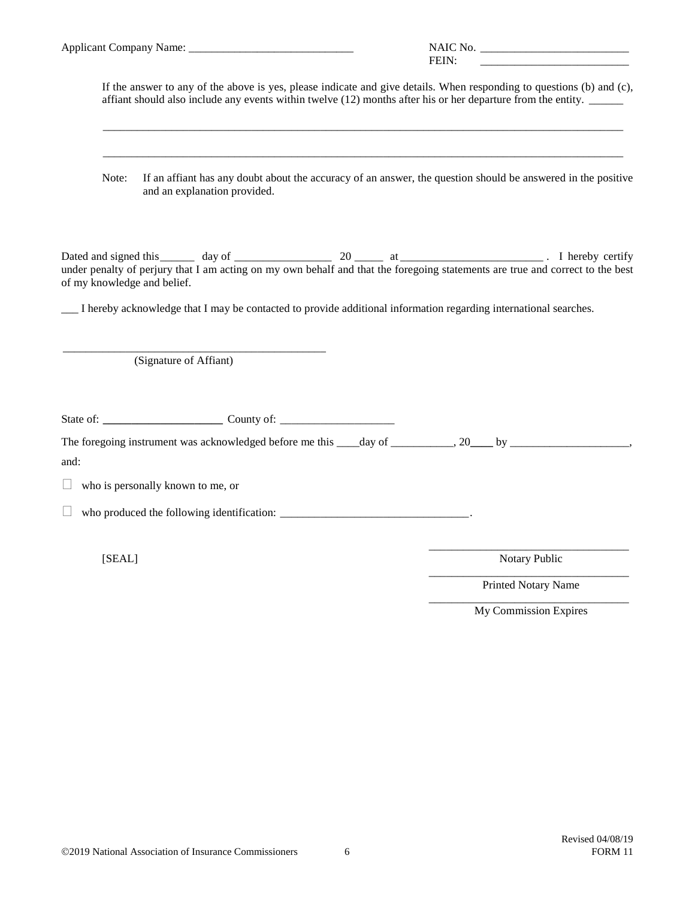Applicant Company Name: ______________________________ NAIC No. ___________________________
FEIN: ___________________________

If the answer to any of the above is yes, please indicate and give details. When responding to questions (b) and (c), affiant should also include any events within twelve (12) months after his or her departure from the entity. ______

_______________________________________________________________________________________________

_______________________________________________________________________________________________

Note: If an affiant has any doubt about the accuracy of an answer, the question should be answered in the positive and an explanation provided.

Dated and signed this______ day of _________________ 20 _____ at _________________________ . I hereby certify under penalty of perjury that I am acting on my own behalf and that the foregoing statements are true and correct to the best of my knowledge and belief.

___ I hereby acknowledge that I may be contacted to provide additional information regarding international searches.

_______________________________________________
(Signature of Affiant)

State of: ____________________ County of: ____________________

The foregoing instrument was acknowledged before me this ____day of ___________, 20____ by _____________________,

and:

☐ who is personally known to me, or

☐ who produced the following identification: ________________________________.

[SEAL]

___________________________________
Notary Public

___________________________________
Printed Notary Name

___________________________________
My Commission Expires

Revised 04/08/19
FORM 11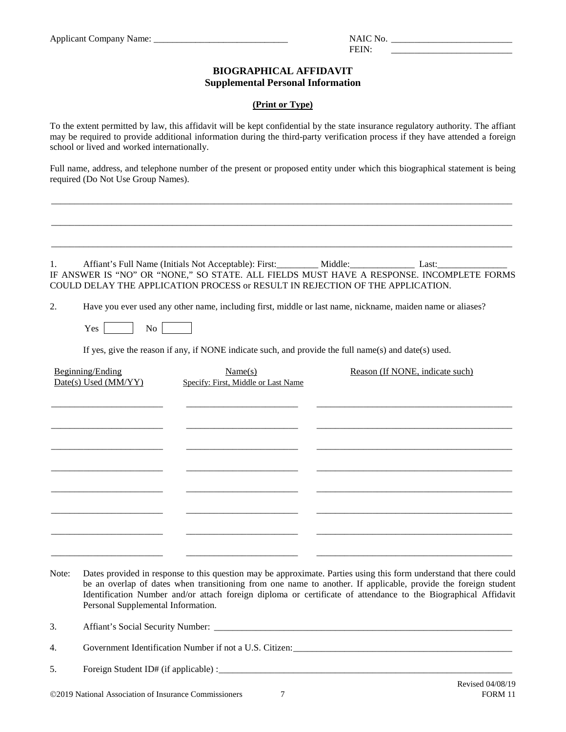Applicant Company Name: ______________________________ NAIC No. ___________________________
FEIN: ___________________________

# BIOGRAPHICAL AFFIDAVIT
## Supplemental Personal Information

**(Print or Type)**

To the extent permitted by law, this affidavit will be kept confidential by the state insurance regulatory authority. The affiant may be required to provide additional information during the third-party verification process if they have attended a foreign school or lived and worked internationally.

Full name, address, and telephone number of the present or proposed entity under which this biographical statement is being required (Do Not Use Group Names).

_____________________________________________________________________________________________

_____________________________________________________________________________________________

_____________________________________________________________________________________________

1. Affiant's Full Name (Initials Not Acceptable): First:_________ Middle:______________ Last:_______________
IF ANSWER IS "NO" OR "NONE," SO STATE. ALL FIELDS MUST HAVE A RESPONSE. INCOMPLETE FORMS COULD DELAY THE APPLICATION PROCESS or RESULT IN REJECTION OF THE APPLICATION.

2. Have you ever used any other name, including first, middle or last name, nickname, maiden name or aliases?

Yes ☐ No ☐

If yes, give the reason if any, if NONE indicate such, and provide the full name(s) and date(s) used.

| Beginning/Ending Date(s) Used (MM/YY) | Name(s) Specify: First, Middle or Last Name | Reason (If NONE, indicate such) |
|---|---|---|
| | | |
| | | |
| | | |
| | | |
| | | |
| | | |
| | | |
| | | |

Note: Dates provided in response to this question may be approximate. Parties using this form understand that there could be an overlap of dates when transitioning from one name to another. If applicable, provide the foreign student Identification Number and/or attach foreign diploma or certificate of attendance to the Biographical Affidavit Personal Supplemental Information.

3. Affiant's Social Security Number: ___________________________________________________________________

4. Government Identification Number if not a U.S. Citizen:_______________________________________________

5. Foreign Student ID# (if applicable) :_________________________________________________________________

Revised 04/08/19
©2019 National Association of Insurance Commissioners
FORM 11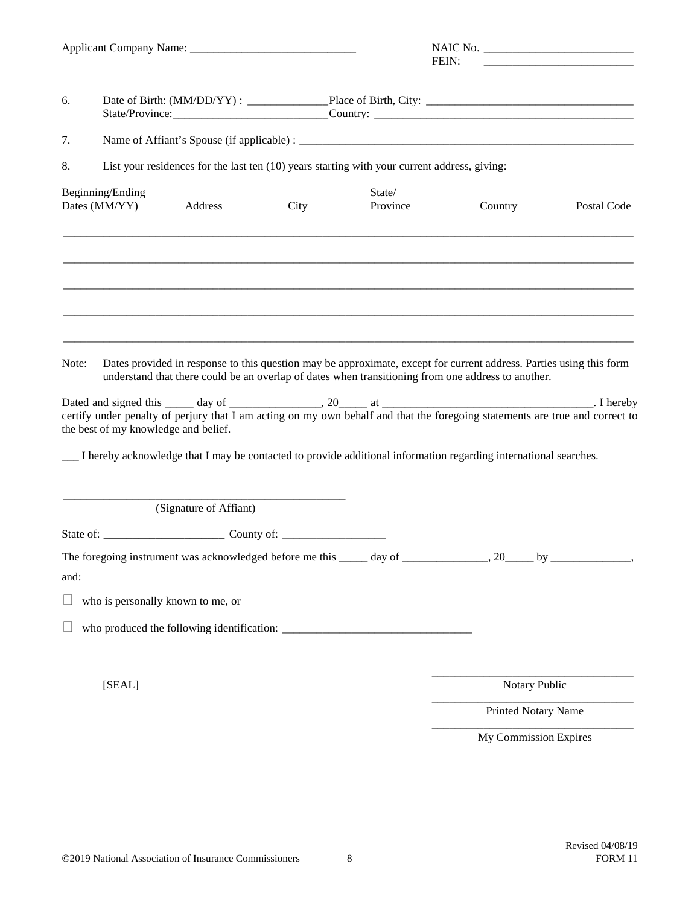Applicant Company Name: ____________________________ NAIC No. ________________________

FEIN: ________________________

6. Date of Birth: (MM/DD/YY) : _____________ Place of Birth, City: __________________________________
   State/Province: __________________________ Country: __________________________________________

7. Name of Affiant's Spouse (if applicable) : _________________________________________________________

8. List your residences for the last ten (10) years starting with your current address, giving:

| Beginning/Ending Dates (MM/YY) | Address | City | State/ Province | Country | Postal Code |
|---|---|---|---|---|---|
| | | | | | |
| | | | | | |
| | | | | | |
| | | | | | |
| | | | | | |

Note: Dates provided in response to this question may be approximate, except for current address. Parties using this form understand that there could be an overlap of dates when transitioning from one address to another.

Dated and signed this _____ day of _______________, 20_____ at ___________________________________. I hereby certify under penalty of perjury that I am acting on my own behalf and that the foregoing statements are true and correct to the best of my knowledge and belief.

___ I hereby acknowledge that I may be contacted to provide additional information regarding international searches.

_____________________________________________

(Signature of Affiant)

State of: ____________________ County of: _________________

The foregoing instrument was acknowledged before me this _____ day of ______________, 20_____ by _____________, and:

☐ who is personally known to me, or

☐ who produced the following identification: ________________________________

[SEAL]

_________________________________

Notary Public

_________________________________

Printed Notary Name

_________________________________

My Commission Expires

©2019 National Association of Insurance Commissioners

Revised 04/08/19

FORM 11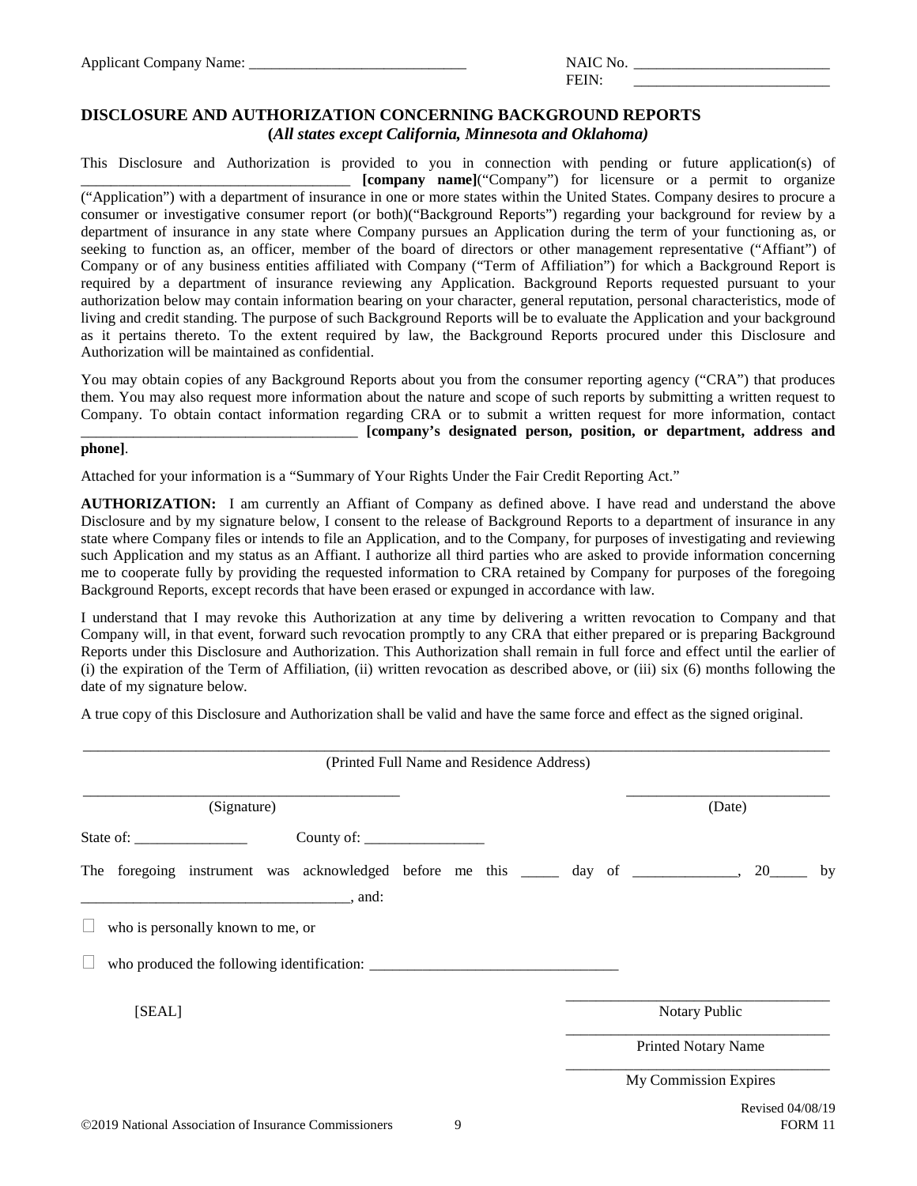Applicant Company Name: _____________________________ NAIC No. __________________________
FEIN: __________________________

## DISCLOSURE AND AUTHORIZATION CONCERNING BACKGROUND REPORTS
### (*All states except California, Minnesota and Oklahoma)*

This Disclosure and Authorization is provided to you in connection with pending or future application(s) of ___________________________________ **[company name]**("Company") for licensure or a permit to organize ("Application") with a department of insurance in one or more states within the United States. Company desires to procure a consumer or investigative consumer report (or both)("Background Reports") regarding your background for review by a department of insurance in any state where Company pursues an Application during the term of your functioning as, or seeking to function as, an officer, member of the board of directors or other management representative ("Affiant") of Company or of any business entities affiliated with Company ("Term of Affiliation") for which a Background Report is required by a department of insurance reviewing any Application. Background Reports requested pursuant to your authorization below may contain information bearing on your character, general reputation, personal characteristics, mode of living and credit standing. The purpose of such Background Reports will be to evaluate the Application and your background as it pertains thereto. To the extent required by law, the Background Reports procured under this Disclosure and Authorization will be maintained as confidential.

You may obtain copies of any Background Reports about you from the consumer reporting agency ("CRA") that produces them. You may also request more information about the nature and scope of such reports by submitting a written request to Company. To obtain contact information regarding CRA or to submit a written request for more information, contact _____________________________________ **[company's designated person, position, or department, address and phone]**.

Attached for your information is a "Summary of Your Rights Under the Fair Credit Reporting Act."

**AUTHORIZATION:** I am currently an Affiant of Company as defined above. I have read and understand the above Disclosure and by my signature below, I consent to the release of Background Reports to a department of insurance in any state where Company files or intends to file an Application, and to the Company, for purposes of investigating and reviewing such Application and my status as an Affiant. I authorize all third parties who are asked to provide information concerning me to cooperate fully by providing the requested information to CRA retained by Company for purposes of the foregoing Background Reports, except records that have been erased or expunged in accordance with law.

I understand that I may revoke this Authorization at any time by delivering a written revocation to Company and that Company will, in that event, forward such revocation promptly to any CRA that either prepared or is preparing Background Reports under this Disclosure and Authorization. This Authorization shall remain in full force and effect until the earlier of (i) the expiration of the Term of Affiliation, (ii) written revocation as described above, or (iii) six (6) months following the date of my signature below.

A true copy of this Disclosure and Authorization shall be valid and have the same force and effect as the signed original.

_____________________________________________________________________________________________
(Printed Full Name and Residence Address)

___________________________________________ ____________________________
(Signature) (Date)

State of: _______________ County of: ________________

The foregoing instrument was acknowledged before me this _____ day of ______________, 20_____ by ___________________________________, and:

☐ who is personally known to me, or

☐ who produced the following identification: ________________________________

[SEAL]

____________________________________
Notary Public

____________________________________
Printed Notary Name

____________________________________
My Commission Expires

©2019 National Association of Insurance Commissioners

Revised 04/08/19
FORM 11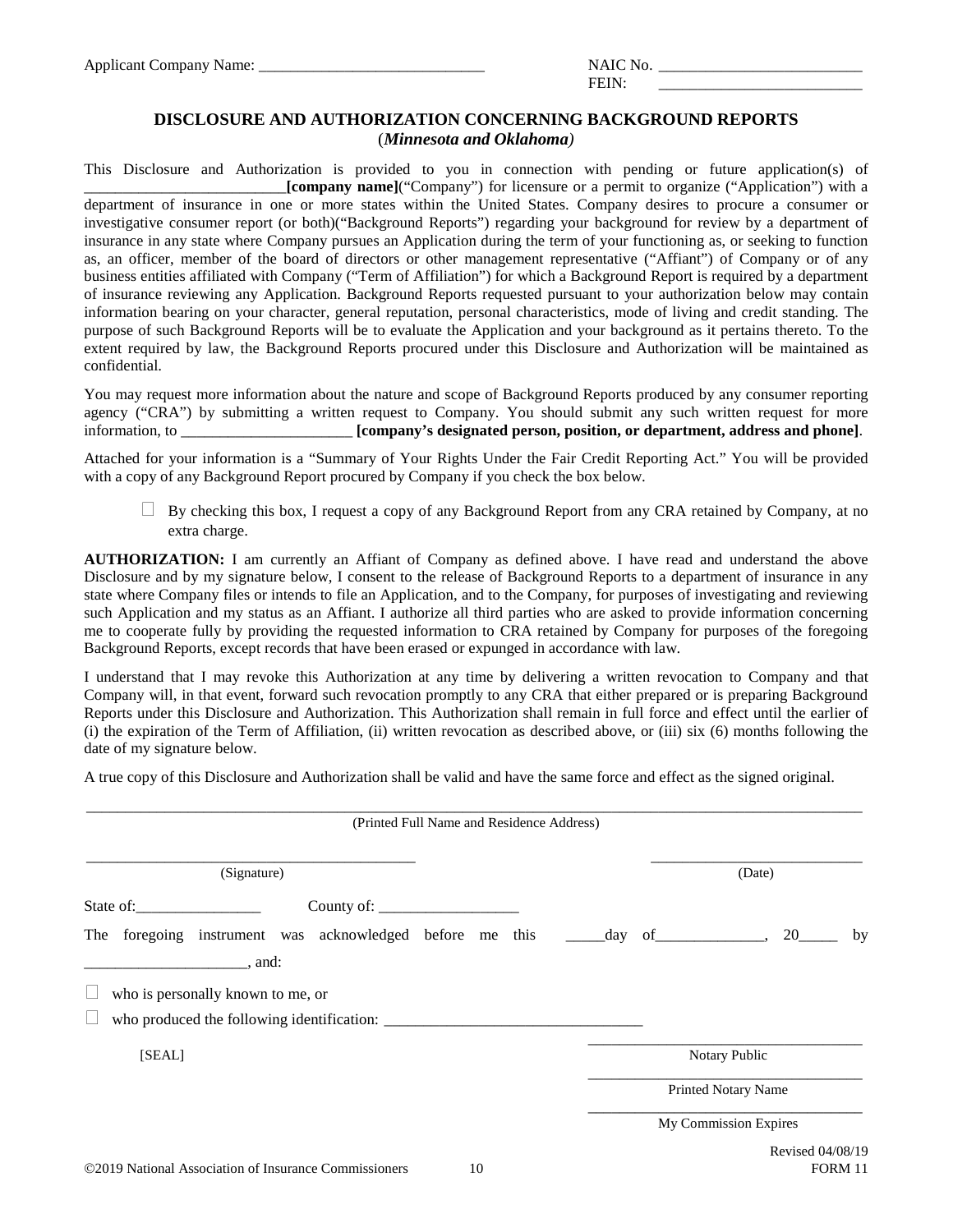Applicant Company Name: ______________________________ NAIC No. ___________________________

FEIN: ___________________________

## DISCLOSURE AND AUTHORIZATION CONCERNING BACKGROUND REPORTS

(*Minnesota and Oklahoma*)

This Disclosure and Authorization is provided to you in connection with pending or future application(s) of __________________________**[company name]**("Company") for licensure or a permit to organize ("Application") with a department of insurance in one or more states within the United States. Company desires to procure a consumer or investigative consumer report (or both)("Background Reports") regarding your background for review by a department of insurance in any state where Company pursues an Application during the term of your functioning as, or seeking to function as, an officer, member of the board of directors or other management representative ("Affiant") of Company or of any business entities affiliated with Company ("Term of Affiliation") for which a Background Report is required by a department of insurance reviewing any Application. Background Reports requested pursuant to your authorization below may contain information bearing on your character, general reputation, personal characteristics, mode of living and credit standing. The purpose of such Background Reports will be to evaluate the Application and your background as it pertains thereto. To the extent required by law, the Background Reports procured under this Disclosure and Authorization will be maintained as confidential.

You may request more information about the nature and scope of Background Reports produced by any consumer reporting agency ("CRA") by submitting a written request to Company. You should submit any such written request for more information, to ______________________ **[company's designated person, position, or department, address and phone]**.

Attached for your information is a "Summary of Your Rights Under the Fair Credit Reporting Act." You will be provided with a copy of any Background Report procured by Company if you check the box below.

☐ By checking this box, I request a copy of any Background Report from any CRA retained by Company, at no extra charge.

**AUTHORIZATION:** I am currently an Affiant of Company as defined above. I have read and understand the above Disclosure and by my signature below, I consent to the release of Background Reports to a department of insurance in any state where Company files or intends to file an Application, and to the Company, for purposes of investigating and reviewing such Application and my status as an Affiant. I authorize all third parties who are asked to provide information concerning me to cooperate fully by providing the requested information to CRA retained by Company for purposes of the foregoing Background Reports, except records that have been erased or expunged in accordance with law.

I understand that I may revoke this Authorization at any time by delivering a written revocation to Company and that Company will, in that event, forward such revocation promptly to any CRA that either prepared or is preparing Background Reports under this Disclosure and Authorization. This Authorization shall remain in full force and effect until the earlier of (i) the expiration of the Term of Affiliation, (ii) written revocation as described above, or (iii) six (6) months following the date of my signature below.

A true copy of this Disclosure and Authorization shall be valid and have the same force and effect as the signed original.

______________________________________________________________________________

(Printed Full Name and Residence Address)

_____________________________________________ ___________________________

(Signature) (Date)

State of:________________ County of: __________________

The foregoing instrument was acknowledged before me this _____day of______________, 20_____ by _____________________, and:

☐ who is personally known to me, or

☐ who produced the following identification: _________________________________

[SEAL]

____________________________________
Notary Public

____________________________________
Printed Notary Name

____________________________________
My Commission Expires

Revised 04/08/19

©2019 National Association of Insurance Commissioners

FORM 11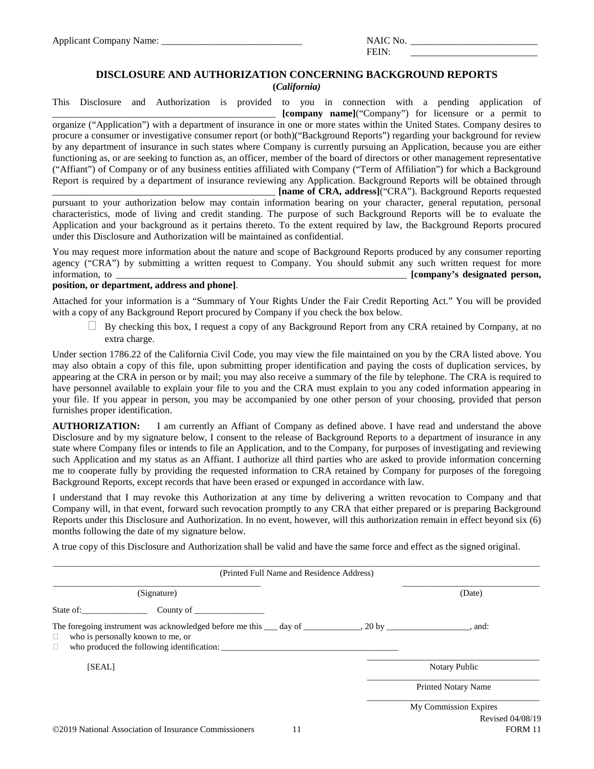Applicant Company Name: ______________________________ NAIC No. ___________________________

FEIN: ___________________________

## DISCLOSURE AND AUTHORIZATION CONCERNING BACKGROUND REPORTS

**(*California*)**

This Disclosure and Authorization is provided to you in connection with a pending application of ______________________________________________ **[company name]**("Company") for licensure or a permit to organize ("Application") with a department of insurance in one or more states within the United States. Company desires to procure a consumer or investigative consumer report (or both)("Background Reports") regarding your background for review by any department of insurance in such states where Company is currently pursuing an Application, because you are either functioning as, or are seeking to function as, an officer, member of the board of directors or other management representative ("Affiant") of Company or of any business entities affiliated with Company ("Term of Affiliation") for which a Background Report is required by a department of insurance reviewing any Application. Background Reports will be obtained through ______________________________________________ **[name of CRA, address]**("CRA"). Background Reports requested pursuant to your authorization below may contain information bearing on your character, general reputation, personal characteristics, mode of living and credit standing. The purpose of such Background Reports will be to evaluate the Application and your background as it pertains thereto. To the extent required by law, the Background Reports procured under this Disclosure and Authorization will be maintained as confidential.

You may request more information about the nature and scope of Background Reports produced by any consumer reporting agency ("CRA") by submitting a written request to Company. You should submit any such written request for more information, to ______________________________________________________________ **[company's designated person, position, or department, address and phone]**.

Attached for your information is a "Summary of Your Rights Under the Fair Credit Reporting Act." You will be provided with a copy of any Background Report procured by Company if you check the box below.

☐ By checking this box, I request a copy of any Background Report from any CRA retained by Company, at no extra charge.

Under section 1786.22 of the California Civil Code, you may view the file maintained on you by the CRA listed above. You may also obtain a copy of this file, upon submitting proper identification and paying the costs of duplication services, by appearing at the CRA in person or by mail; you may also receive a summary of the file by telephone. The CRA is required to have personnel available to explain your file to you and the CRA must explain to you any coded information appearing in your file. If you appear in person, you may be accompanied by one other person of your choosing, provided that person furnishes proper identification.

**AUTHORIZATION:** I am currently an Affiant of Company as defined above. I have read and understand the above Disclosure and by my signature below, I consent to the release of Background Reports to a department of insurance in any state where Company files or intends to file an Application, and to the Company, for purposes of investigating and reviewing such Application and my status as an Affiant. I authorize all third parties who are asked to provide information concerning me to cooperate fully by providing the requested information to CRA retained by Company for purposes of the foregoing Background Reports, except records that have been erased or expunged in accordance with law.

I understand that I may revoke this Authorization at any time by delivering a written revocation to Company and that Company will, in that event, forward such revocation promptly to any CRA that either prepared or is preparing Background Reports under this Disclosure and Authorization. In no event, however, will this authorization remain in effect beyond six (6) months following the date of my signature below.

A true copy of this Disclosure and Authorization shall be valid and have the same force and effect as the signed original.

______________________________________________________________________________________________

(Printed Full Name and Residence Address)

______________________________________________ ______________________________

(Signature) (Date)

State of:_______________ County of ________________

The foregoing instrument was acknowledged before me this ___ day of _____________, 20 by ___________________, and:

☐ who is personally known to me, or

☐ who produced the following identification: ________________________________________

[SEAL]

________________________________________

Notary Public

________________________________________

Printed Notary Name

________________________________________

My Commission Expires

Revised 04/08/19

©2019 National Association of Insurance Commissioners

FORM 11